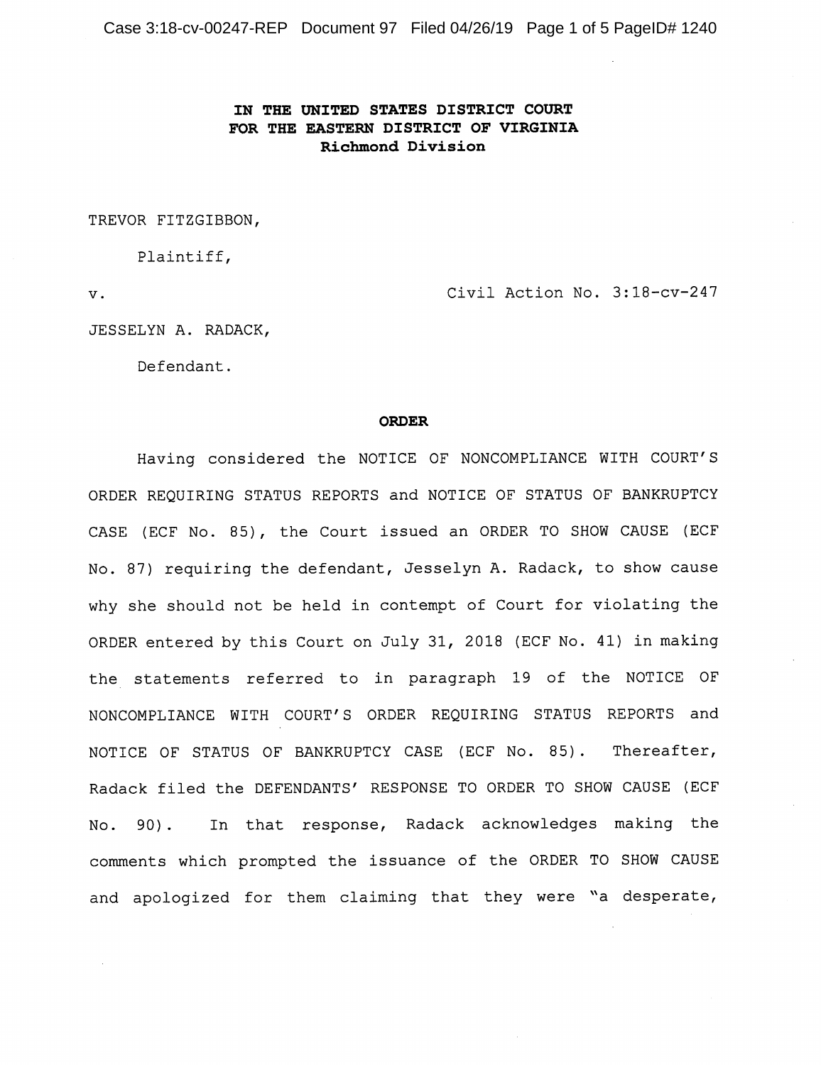**IN THE UNITED STATES DISTRICT COURT**
**FOR THE EASTERN DISTRICT OF VIRGINIA**
**Richmond Division**

TREVOR FITZGIBBON,

Plaintiff,

v. Civil Action No. 3:18-cv-247

JESSELYN A. RADACK,

Defendant.

**ORDER**

Having considered the NOTICE OF NONCOMPLIANCE WITH COURT'S ORDER REQUIRING STATUS REPORTS and NOTICE OF STATUS OF BANKRUPTCY CASE (ECF No. 85), the Court issued an ORDER TO SHOW CAUSE (ECF No. 87) requiring the defendant, Jesselyn A. Radack, to show cause why she should not be held in contempt of Court for violating the ORDER entered by this Court on July 31, 2018 (ECF No. 41) in making the statements referred to in paragraph 19 of the NOTICE OF NONCOMPLIANCE WITH COURT'S ORDER REQUIRING STATUS REPORTS and NOTICE OF STATUS OF BANKRUPTCY CASE (ECF No. 85). Thereafter, Radack filed the DEFENDANTS' RESPONSE TO ORDER TO SHOW CAUSE (ECF No. 90). In that response, Radack acknowledges making the comments which prompted the issuance of the ORDER TO SHOW CAUSE and apologized for them claiming that they were "a desperate,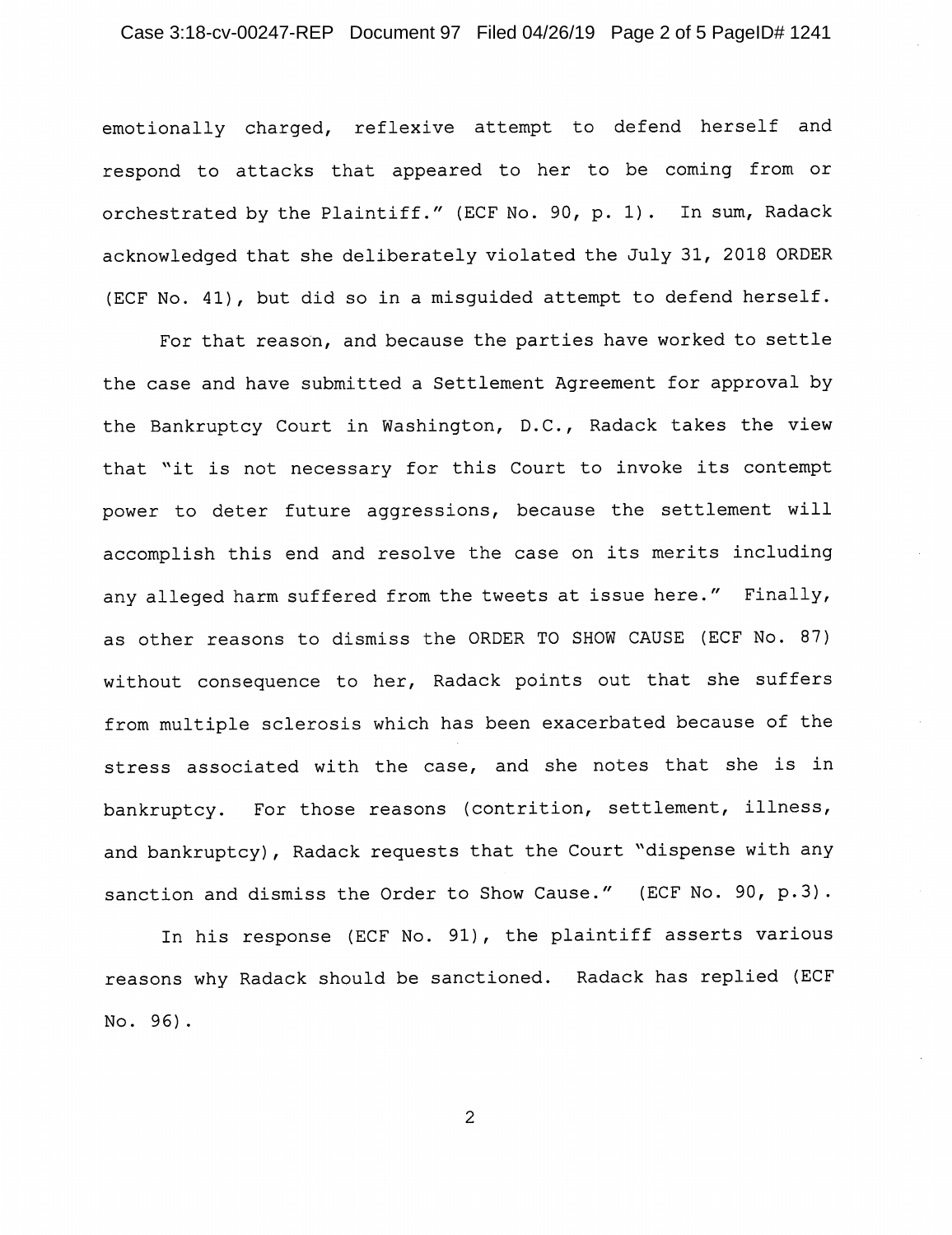emotionally charged, reflexive attempt to defend herself and respond to attacks that appeared to her to be coming from or orchestrated by the Plaintiff." (ECF No. 90, p. 1). In sum, Radack acknowledged that she deliberately violated the July 31, 2018 ORDER (ECF No. 41), but did so in a misguided attempt to defend herself.

For that reason, and because the parties have worked to settle the case and have submitted a Settlement Agreement for approval by the Bankruptcy Court in Washington, D.C., Radack takes the view that "it is not necessary for this Court to invoke its contempt power to deter future aggressions, because the settlement will accomplish this end and resolve the case on its merits including any alleged harm suffered from the tweets at issue here." Finally, as other reasons to dismiss the ORDER TO SHOW CAUSE (ECF No. 87) without consequence to her, Radack points out that she suffers from multiple sclerosis which has been exacerbated because of the stress associated with the case, and she notes that she is in bankruptcy. For those reasons (contrition, settlement, illness, and bankruptcy), Radack requests that the Court "dispense with any sanction and dismiss the Order to Show Cause." (ECF No. 90, p.3).

In his response (ECF No. 91), the plaintiff asserts various reasons why Radack should be sanctioned. Radack has replied (ECF No. 96).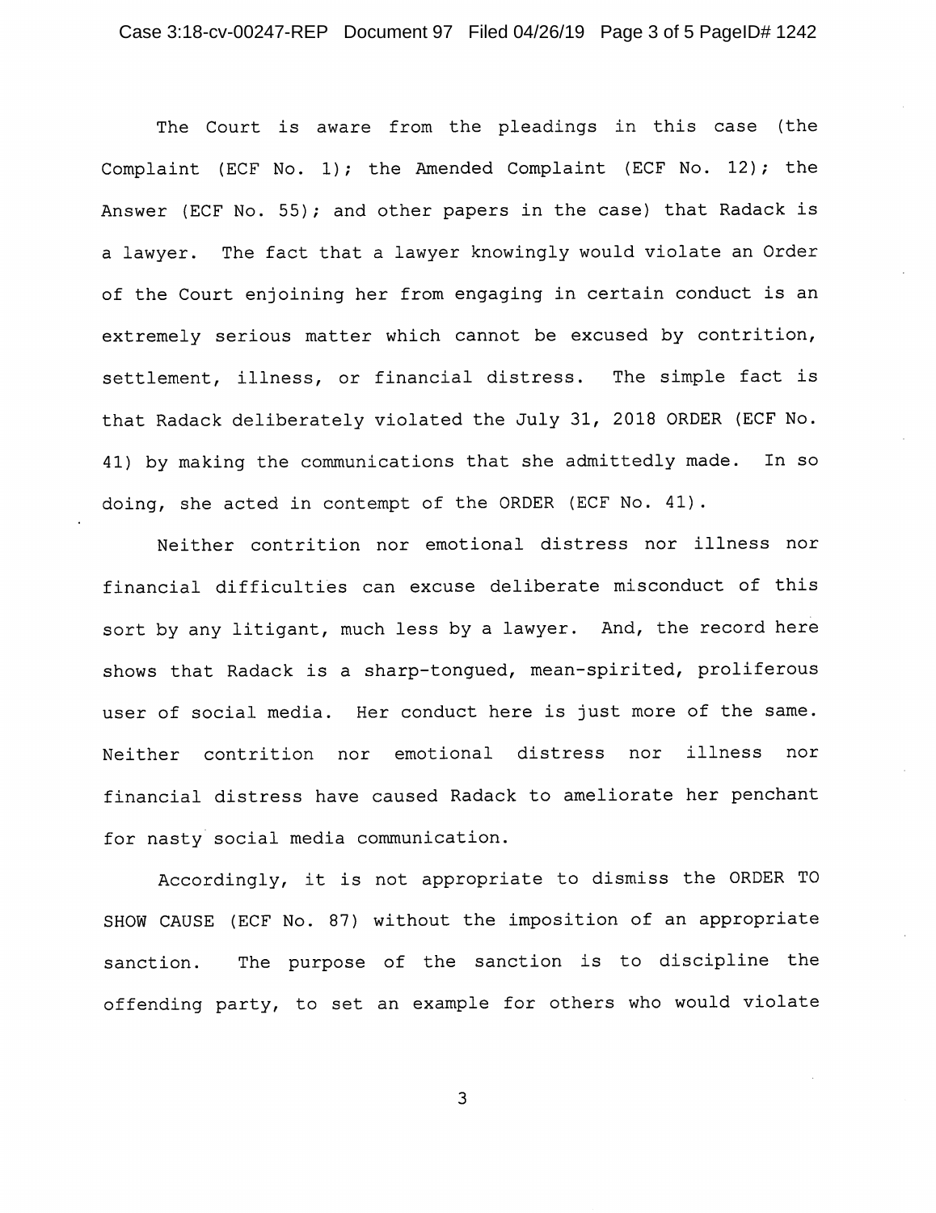The Court is aware from the pleadings in this case (the Complaint (ECF No. 1); the Amended Complaint (ECF No. 12); the Answer (ECF No. 55); and other papers in the case) that Radack is a lawyer. The fact that a lawyer knowingly would violate an Order of the Court enjoining her from engaging in certain conduct is an extremely serious matter which cannot be excused by contrition, settlement, illness, or financial distress. The simple fact is that Radack deliberately violated the July 31, 2018 ORDER (ECF No. 41) by making the communications that she admittedly made. In so doing, she acted in contempt of the ORDER (ECF No. 41).

Neither contrition nor emotional distress nor illness nor financial difficulties can excuse deliberate misconduct of this sort by any litigant, much less by a lawyer. And, the record here shows that Radack is a sharp-tongued, mean-spirited, proliferous user of social media. Her conduct here is just more of the same. Neither contrition nor emotional distress nor illness nor financial distress have caused Radack to ameliorate her penchant for nasty social media communication.

Accordingly, it is not appropriate to dismiss the ORDER TO SHOW CAUSE (ECF No. 87) without the imposition of an appropriate sanction. The purpose of the sanction is to discipline the offending party, to set an example for others who would violate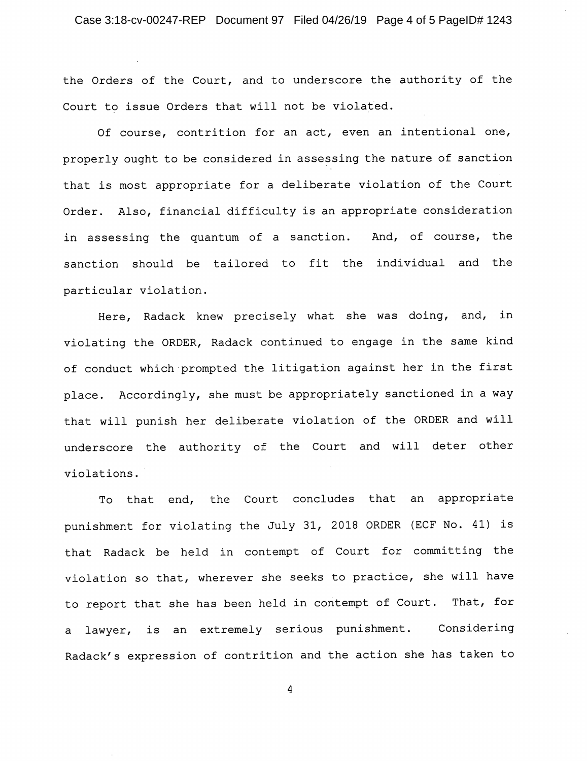the Orders of the Court, and to underscore the authority of the Court to issue Orders that will not be violated.

Of course, contrition for an act, even an intentional one, properly ought to be considered in assessing the nature of sanction that is most appropriate for a deliberate violation of the Court Order. Also, financial difficulty is an appropriate consideration in assessing the quantum of a sanction. And, of course, the sanction should be tailored to fit the individual and the particular violation.

Here, Radack knew precisely what she was doing, and, in violating the ORDER, Radack continued to engage in the same kind of conduct which prompted the litigation against her in the first place. Accordingly, she must be appropriately sanctioned in a way that will punish her deliberate violation of the ORDER and will underscore the authority of the Court and will deter other violations.

To that end, the Court concludes that an appropriate punishment for violating the July 31, 2018 ORDER (ECF No. 41) is that Radack be held in contempt of Court for committing the violation so that, wherever she seeks to practice, she will have to report that she has been held in contempt of Court. That, for a lawyer, is an extremely serious punishment. Considering Radack's expression of contrition and the action she has taken to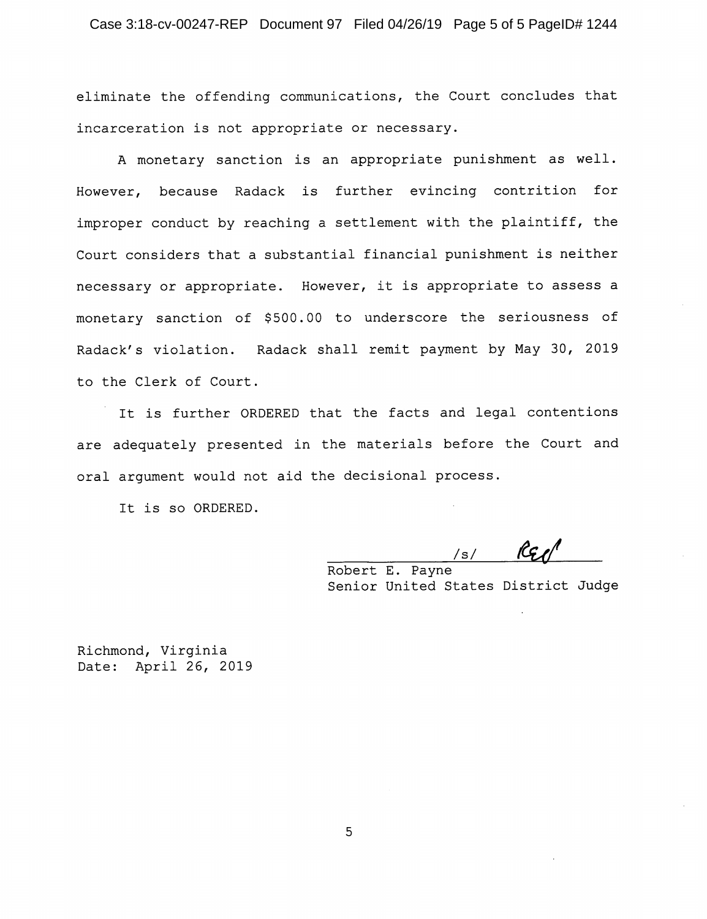eliminate the offending communications, the Court concludes that incarceration is not appropriate or necessary.

A monetary sanction is an appropriate punishment as well. However, because Radack is further evincing contrition for improper conduct by reaching a settlement with the plaintiff, the Court considers that a substantial financial punishment is neither necessary or appropriate. However, it is appropriate to assess a monetary sanction of $500.00 to underscore the seriousness of Radack's violation. Radack shall remit payment by May 30, 2019 to the Clerk of Court.

It is further ORDERED that the facts and legal contentions are adequately presented in the materials before the Court and oral argument would not aid the decisional process.

It is so ORDERED.

/s/ REP

Robert E. Payne
Senior United States District Judge

Richmond, Virginia
Date: April 26, 2019